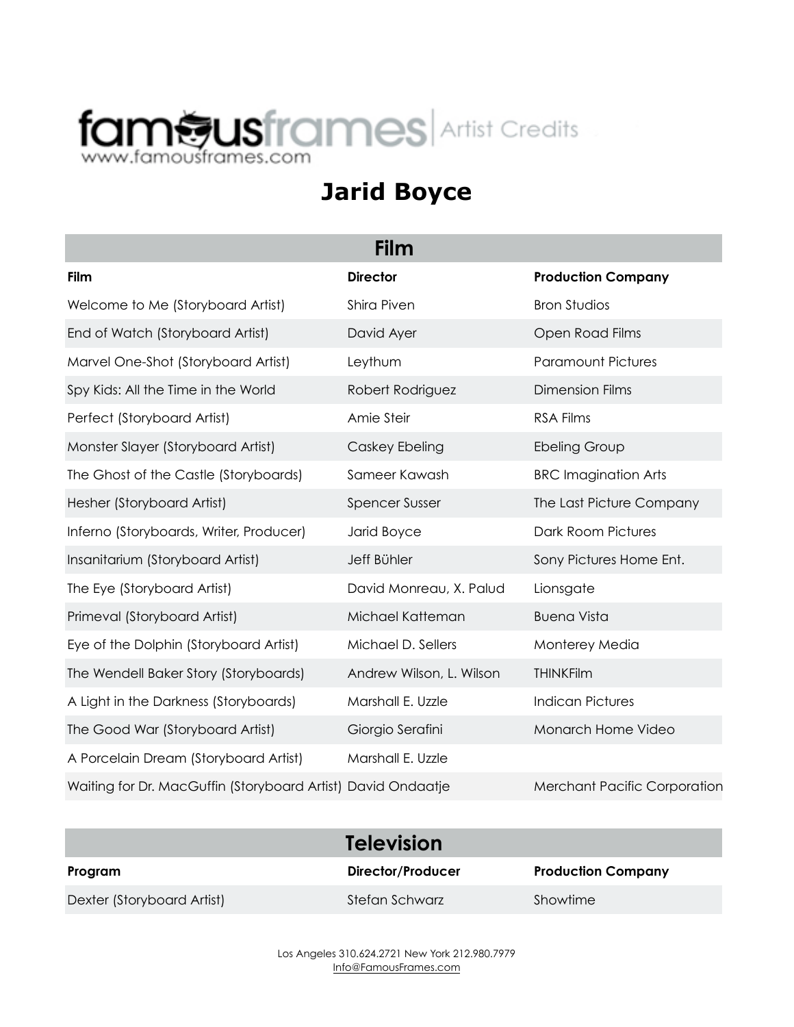famousframes | Artist Credits
www.famousframes.com

# Jarid Boyce

## Film

| Film | Director | Production Company |
|---|---|---|
| Welcome to Me (Storyboard Artist) | Shira Piven | Bron Studios |
| End of Watch (Storyboard Artist) | David Ayer | Open Road Films |
| Marvel One-Shot (Storyboard Artist) | Leythum | Paramount Pictures |
| Spy Kids: All the Time in the World | Robert Rodriguez | Dimension Films |
| Perfect (Storyboard Artist) | Amie Steir | RSA Films |
| Monster Slayer (Storyboard Artist) | Caskey Ebeling | Ebeling Group |
| The Ghost of the Castle (Storyboards) | Sameer Kawash | BRC Imagination Arts |
| Hesher (Storyboard Artist) | Spencer Susser | The Last Picture Company |
| Inferno (Storyboards, Writer, Producer) | Jarid Boyce | Dark Room Pictures |
| Insanitarium (Storyboard Artist) | Jeff Bühler | Sony Pictures Home Ent. |
| The Eye (Storyboard Artist) | David Monreau, X. Palud | Lionsgate |
| Primeval (Storyboard Artist) | Michael Katteman | Buena Vista |
| Eye of the Dolphin (Storyboard Artist) | Michael D. Sellers | Monterey Media |
| The Wendell Baker Story (Storyboards) | Andrew Wilson, L. Wilson | THINKFilm |
| A Light in the Darkness (Storyboards) | Marshall E. Uzzle | Indican Pictures |
| The Good War (Storyboard Artist) | Giorgio Serafini | Monarch Home Video |
| A Porcelain Dream (Storyboard Artist) | Marshall E. Uzzle | |
| Waiting for Dr. MacGuffin (Storyboard Artist) | David Ondaatje | Merchant Pacific Corporation |

## Television

| Program | Director/Producer | Production Company |
|---|---|---|
| Dexter (Storyboard Artist) | Stefan Schwarz | Showtime |

Los Angeles 310.624.2721 New York 212.980.7979
Info@FamousFrames.com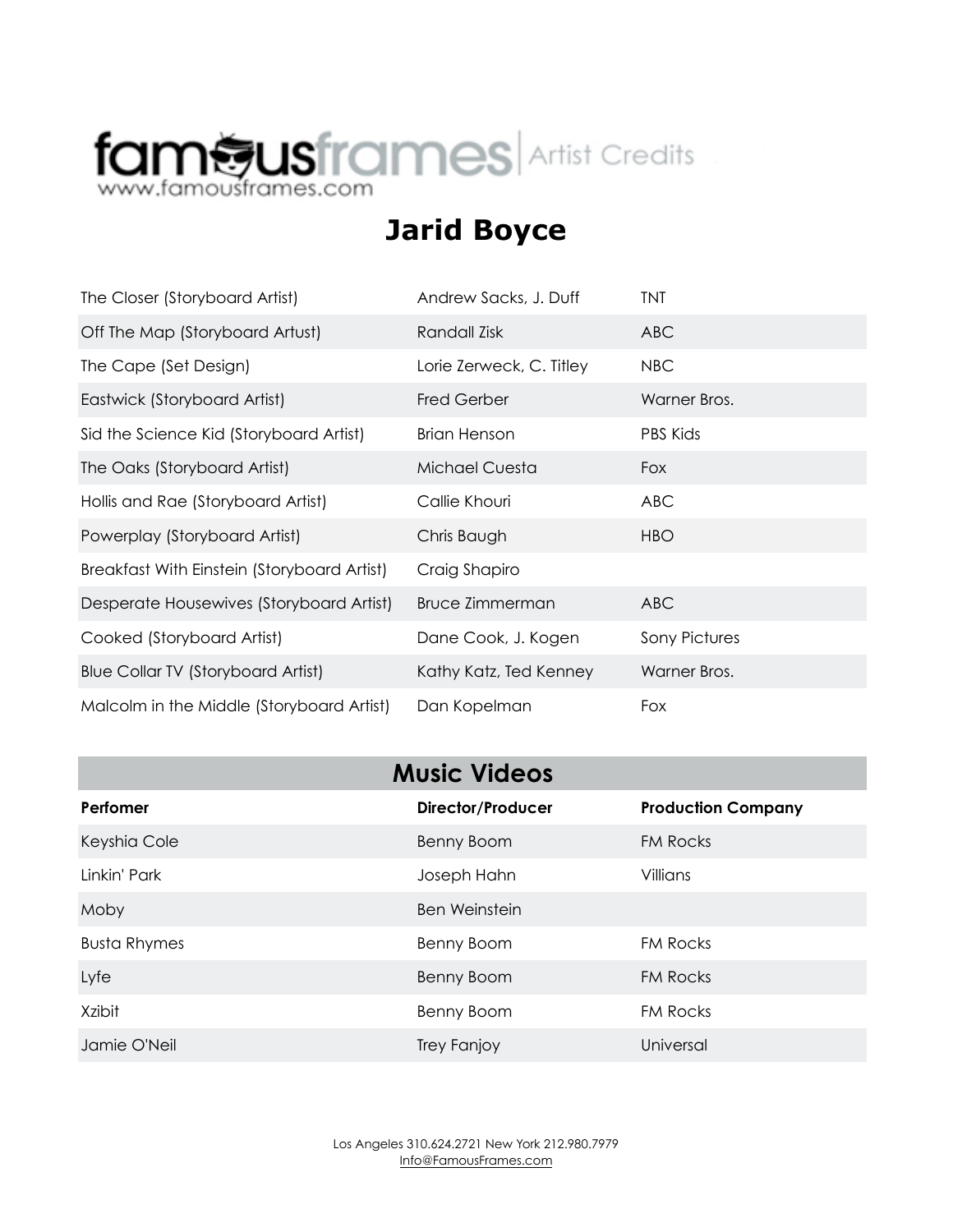famousframes | Artist Credits
www.famousframes.com

# Jarid Boyce

| | | |
|---|---|---|
| The Closer (Storyboard Artist) | Andrew Sacks, J. Duff | TNT |
| Off The Map (Storyboard Artust) | Randall Zisk | ABC |
| The Cape (Set Design) | Lorie Zerweck, C. Titley | NBC |
| Eastwick (Storyboard Artist) | Fred Gerber | Warner Bros. |
| Sid the Science Kid (Storyboard Artist) | Brian Henson | PBS Kids |
| The Oaks (Storyboard Artist) | Michael Cuesta | Fox |
| Hollis and Rae (Storyboard Artist) | Callie Khouri | ABC |
| Powerplay (Storyboard Artist) | Chris Baugh | HBO |
| Breakfast With Einstein (Storyboard Artist) | Craig Shapiro | |
| Desperate Housewives (Storyboard Artist) | Bruce Zimmerman | ABC |
| Cooked (Storyboard Artist) | Dane Cook, J. Kogen | Sony Pictures |
| Blue Collar TV (Storyboard Artist) | Kathy Katz, Ted Kenney | Warner Bros. |
| Malcolm in the Middle (Storyboard Artist) | Dan Kopelman | Fox |

## Music Videos

| Perfomer | Director/Producer | Production Company |
|---|---|---|
| Keyshia Cole | Benny Boom | FM Rocks |
| Linkin' Park | Joseph Hahn | Villians |
| Moby | Ben Weinstein | |
| Busta Rhymes | Benny Boom | FM Rocks |
| Lyfe | Benny Boom | FM Rocks |
| Xzibit | Benny Boom | FM Rocks |
| Jamie O'Neil | Trey Fanjoy | Universal |

Los Angeles 310.624.2721 New York 212.980.7979
Info@FamousFrames.com